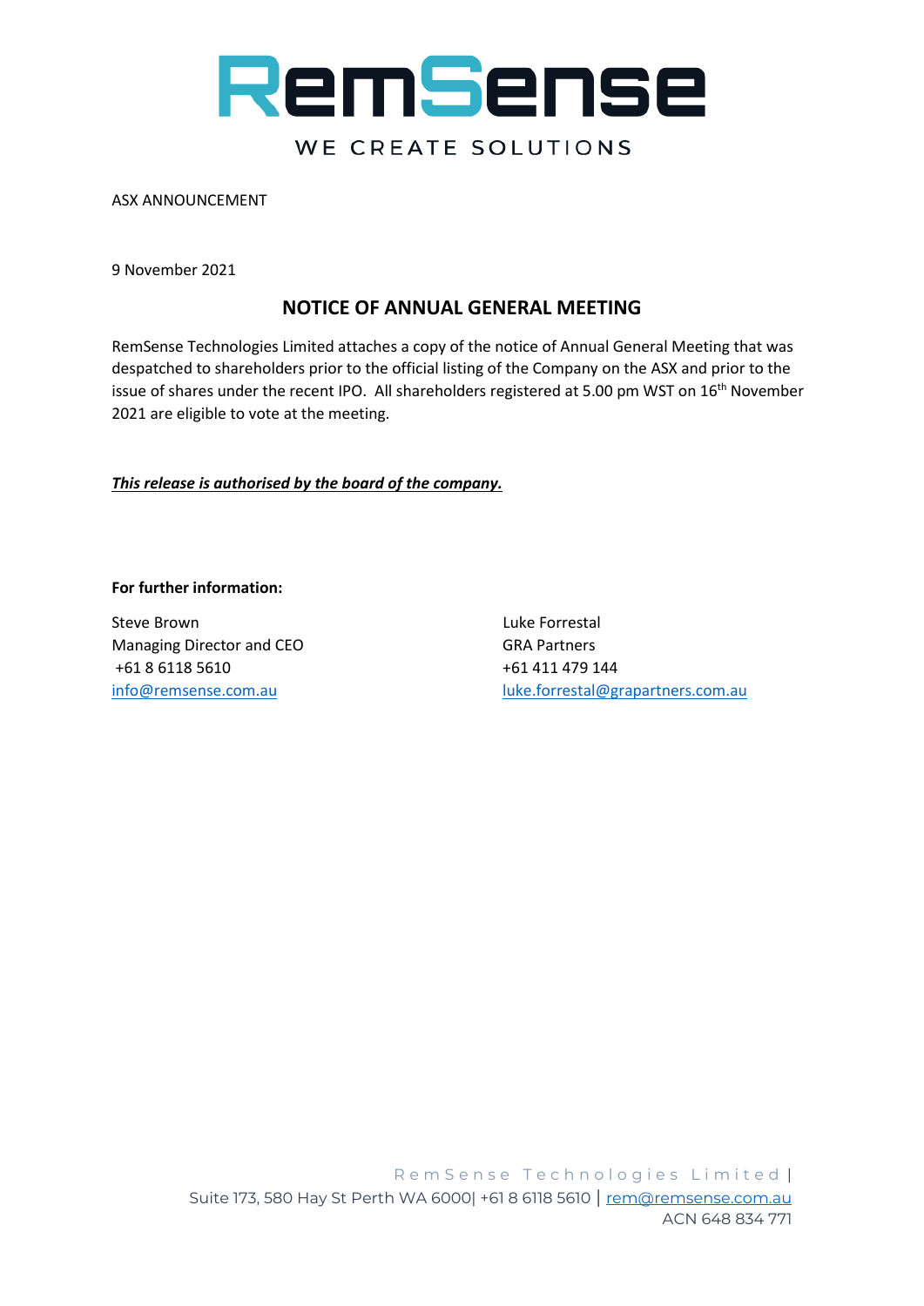RemSense

WE CREATE SOLUTIONS

ASX ANNOUNCEMENT

9 November 2021

## NOTICE OF ANNUAL GENERAL MEETING

RemSense Technologies Limited attaches a copy of the notice of Annual General Meeting that was despatched to shareholders prior to the official listing of the Company on the ASX and prior to the issue of shares under the recent IPO. All shareholders registered at 5.00 pm WST on 16th November 2021 are eligible to vote at the meeting.

***This release is authorised by the board of the company.***

**For further information:**

Steve Brown
Managing Director and CEO
+61 8 6118 5610
info@remsense.com.au

Luke Forrestal
GRA Partners
+61 411 479 144
luke.forrestal@grapartners.com.au

RemSense Technologies Limited |
Suite 173, 580 Hay St Perth WA 6000| +61 8 6118 5610 | rem@remsense.com.au
ACN 648 834 771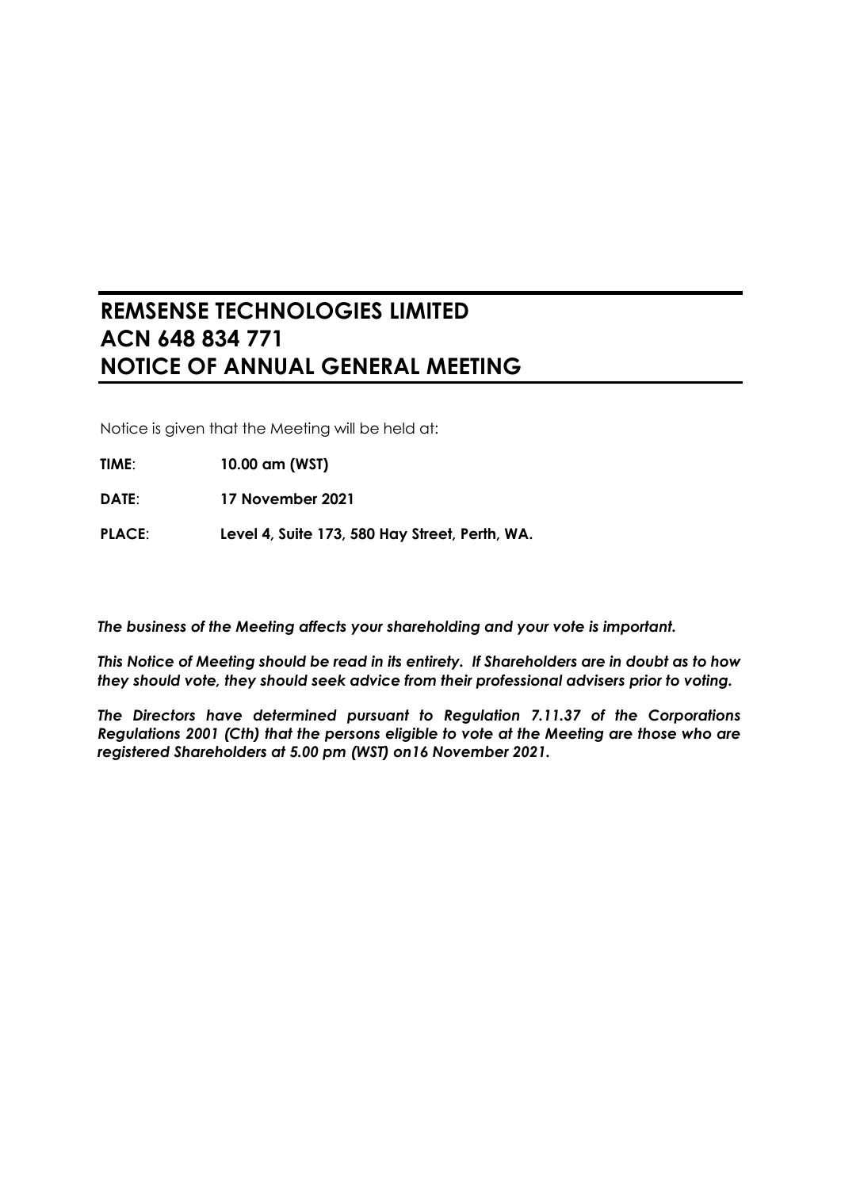# REMSENSE TECHNOLOGIES LIMITED
# ACN 648 834 771
# NOTICE OF ANNUAL GENERAL MEETING

Notice is given that the Meeting will be held at:

**TIME**: **10.00 am (WST)**

**DATE**: **17 November 2021**

**PLACE**: **Level 4, Suite 173, 580 Hay Street, Perth, WA.**

***The business of the Meeting affects your shareholding and your vote is important.***

***This Notice of Meeting should be read in its entirety. If Shareholders are in doubt as to how they should vote, they should seek advice from their professional advisers prior to voting.***

***The Directors have determined pursuant to Regulation 7.11.37 of the Corporations Regulations 2001 (Cth) that the persons eligible to vote at the Meeting are those who are registered Shareholders at 5.00 pm (WST) on16 November 2021.***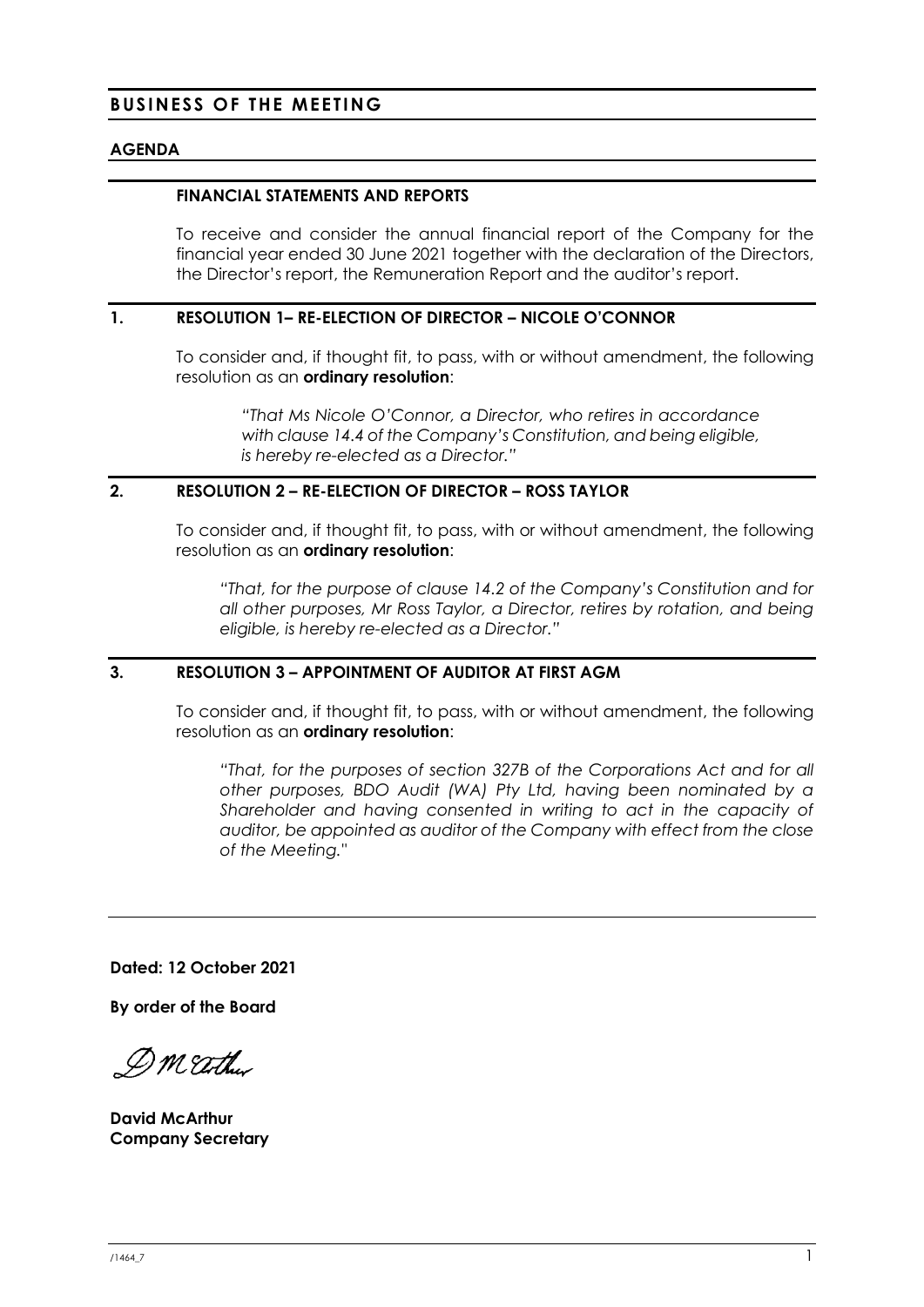## BUSINESS OF THE MEETING

### AGENDA

#### FINANCIAL STATEMENTS AND REPORTS

To receive and consider the annual financial report of the Company for the financial year ended 30 June 2021 together with the declaration of the Directors, the Director's report, the Remuneration Report and the auditor's report.

#### 1. RESOLUTION 1– RE-ELECTION OF DIRECTOR – NICOLE O'CONNOR

To consider and, if thought fit, to pass, with or without amendment, the following resolution as an **ordinary resolution**:

> *"That Ms Nicole O'Connor, a Director, who retires in accordance with clause 14.4 of the Company's Constitution, and being eligible, is hereby re-elected as a Director."*

#### 2. RESOLUTION 2 – RE-ELECTION OF DIRECTOR – ROSS TAYLOR

To consider and, if thought fit, to pass, with or without amendment, the following resolution as an **ordinary resolution**:

> *"That, for the purpose of clause 14.2 of the Company's Constitution and for all other purposes, Mr Ross Taylor, a Director, retires by rotation, and being eligible, is hereby re-elected as a Director."*

#### 3. RESOLUTION 3 – APPOINTMENT OF AUDITOR AT FIRST AGM

To consider and, if thought fit, to pass, with or without amendment, the following resolution as an **ordinary resolution**:

> *"That, for the purposes of section 327B of the Corporations Act and for all other purposes, BDO Audit (WA) Pty Ltd, having been nominated by a Shareholder and having consented in writing to act in the capacity of auditor, be appointed as auditor of the Company with effect from the close of the Meeting."*

---

**Dated: 12 October 2021**

**By order of the Board**

**David McArthur**
**Company Secretary**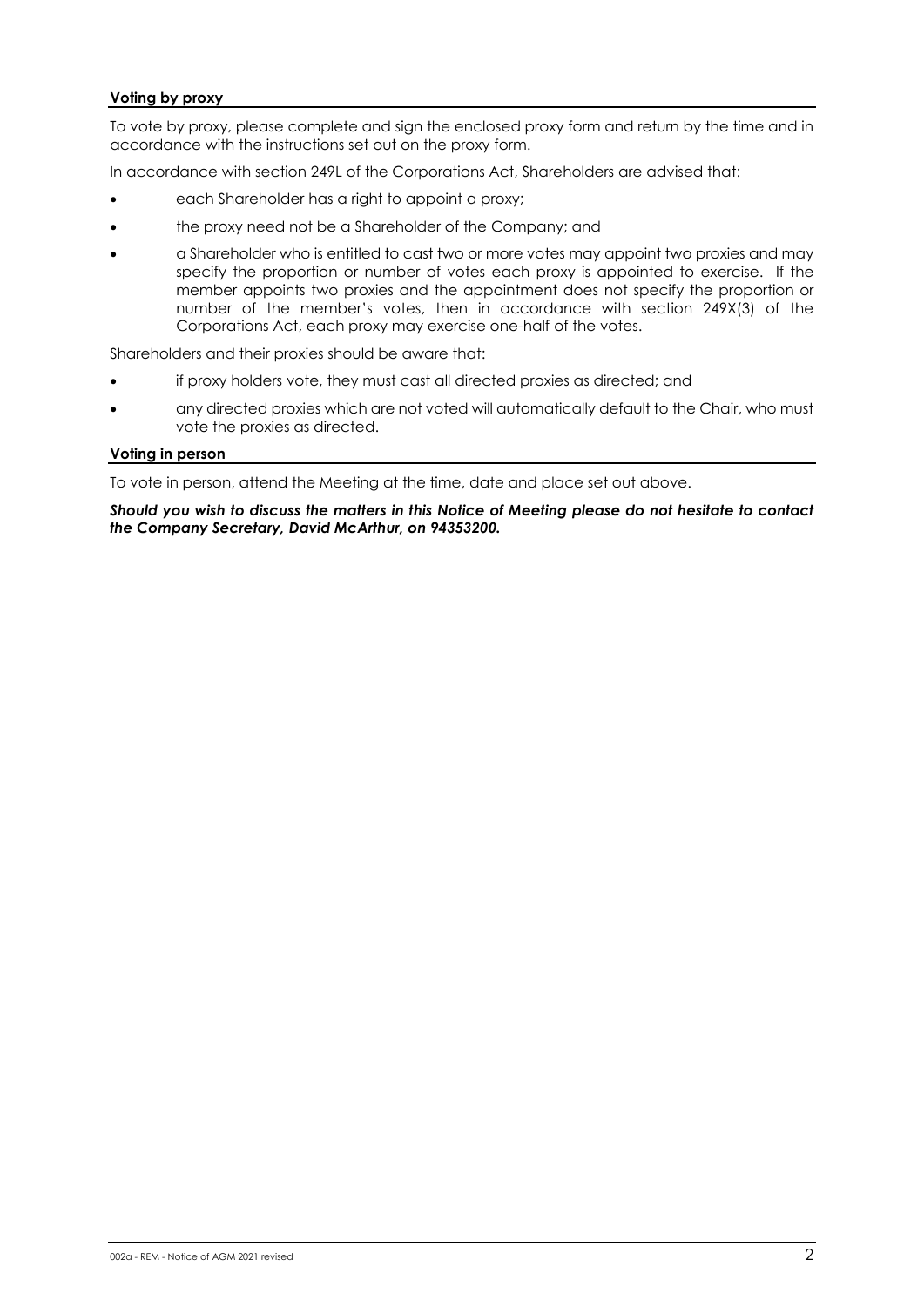## Voting by proxy

To vote by proxy, please complete and sign the enclosed proxy form and return by the time and in accordance with the instructions set out on the proxy form.

In accordance with section 249L of the Corporations Act, Shareholders are advised that:

- each Shareholder has a right to appoint a proxy;
- the proxy need not be a Shareholder of the Company; and
- a Shareholder who is entitled to cast two or more votes may appoint two proxies and may specify the proportion or number of votes each proxy is appointed to exercise. If the member appoints two proxies and the appointment does not specify the proportion or number of the member's votes, then in accordance with section 249X(3) of the Corporations Act, each proxy may exercise one-half of the votes.

Shareholders and their proxies should be aware that:

- if proxy holders vote, they must cast all directed proxies as directed; and
- any directed proxies which are not voted will automatically default to the Chair, who must vote the proxies as directed.

## Voting in person

To vote in person, attend the Meeting at the time, date and place set out above.

***Should you wish to discuss the matters in this Notice of Meeting please do not hesitate to contact the Company Secretary, David McArthur, on 94353200.***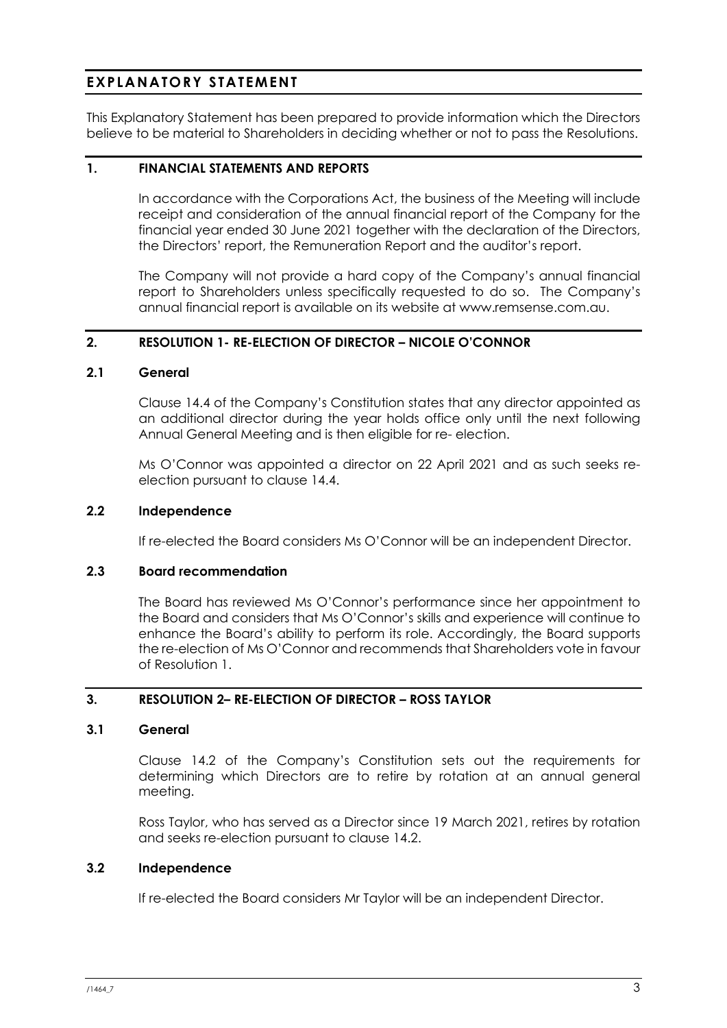# EXPLANATORY STATEMENT

This Explanatory Statement has been prepared to provide information which the Directors believe to be material to Shareholders in deciding whether or not to pass the Resolutions.

## 1. FINANCIAL STATEMENTS AND REPORTS

In accordance with the Corporations Act, the business of the Meeting will include receipt and consideration of the annual financial report of the Company for the financial year ended 30 June 2021 together with the declaration of the Directors, the Directors' report, the Remuneration Report and the auditor's report.

The Company will not provide a hard copy of the Company's annual financial report to Shareholders unless specifically requested to do so. The Company's annual financial report is available on its website at www.remsense.com.au.

## 2. RESOLUTION 1- RE-ELECTION OF DIRECTOR – NICOLE O'CONNOR

### 2.1 General

Clause 14.4 of the Company's Constitution states that any director appointed as an additional director during the year holds office only until the next following Annual General Meeting and is then eligible for re- election.

Ms O'Connor was appointed a director on 22 April 2021 and as such seeks re-election pursuant to clause 14.4.

### 2.2 Independence

If re-elected the Board considers Ms O'Connor will be an independent Director.

### 2.3 Board recommendation

The Board has reviewed Ms O'Connor's performance since her appointment to the Board and considers that Ms O'Connor's skills and experience will continue to enhance the Board's ability to perform its role. Accordingly, the Board supports the re-election of Ms O'Connor and recommends that Shareholders vote in favour of Resolution 1.

## 3. RESOLUTION 2– RE-ELECTION OF DIRECTOR – ROSS TAYLOR

### 3.1 General

Clause 14.2 of the Company's Constitution sets out the requirements for determining which Directors are to retire by rotation at an annual general meeting.

Ross Taylor, who has served as a Director since 19 March 2021, retires by rotation and seeks re-election pursuant to clause 14.2.

### 3.2 Independence

If re-elected the Board considers Mr Taylor will be an independent Director.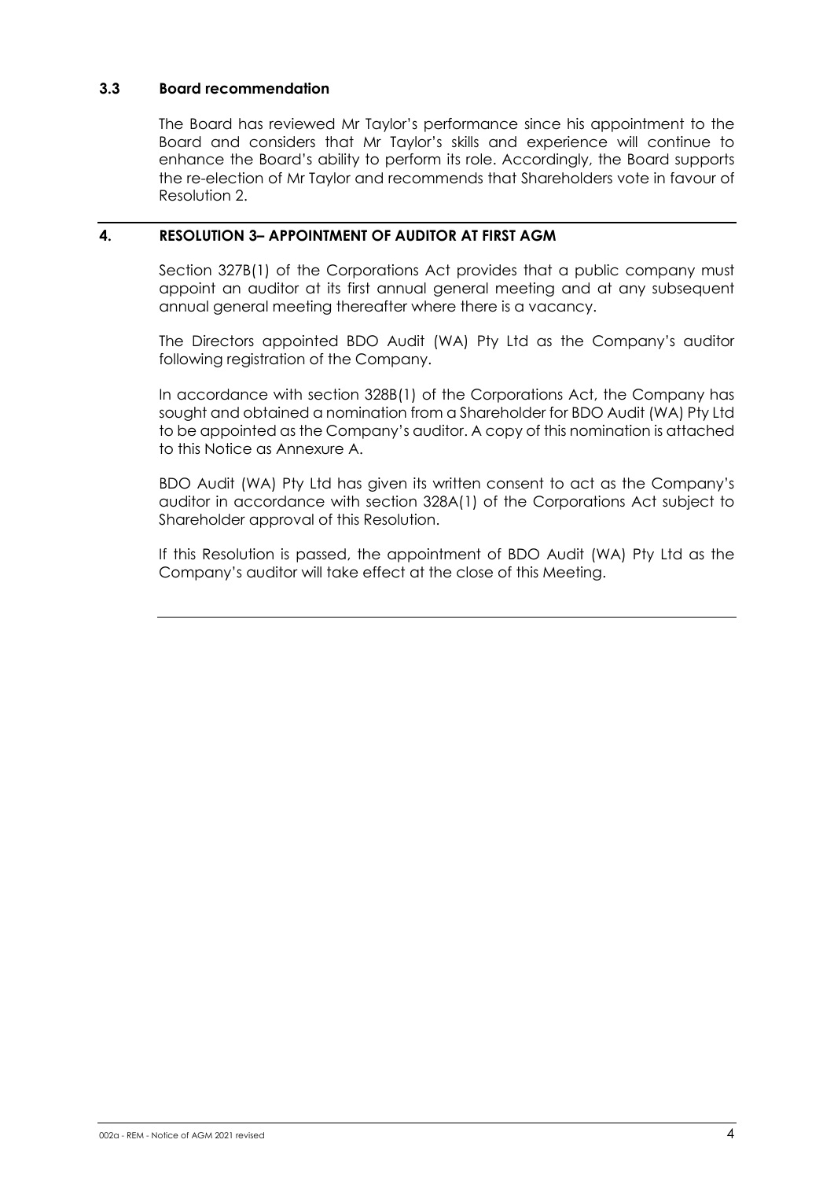### 3.3 Board recommendation

The Board has reviewed Mr Taylor's performance since his appointment to the Board and considers that Mr Taylor's skills and experience will continue to enhance the Board's ability to perform its role. Accordingly, the Board supports the re-election of Mr Taylor and recommends that Shareholders vote in favour of Resolution 2.

## 4. RESOLUTION 3– APPOINTMENT OF AUDITOR AT FIRST AGM

Section 327B(1) of the Corporations Act provides that a public company must appoint an auditor at its first annual general meeting and at any subsequent annual general meeting thereafter where there is a vacancy.

The Directors appointed BDO Audit (WA) Pty Ltd as the Company's auditor following registration of the Company.

In accordance with section 328B(1) of the Corporations Act, the Company has sought and obtained a nomination from a Shareholder for BDO Audit (WA) Pty Ltd to be appointed as the Company's auditor. A copy of this nomination is attached to this Notice as Annexure A.

BDO Audit (WA) Pty Ltd has given its written consent to act as the Company's auditor in accordance with section 328A(1) of the Corporations Act subject to Shareholder approval of this Resolution.

If this Resolution is passed, the appointment of BDO Audit (WA) Pty Ltd as the Company's auditor will take effect at the close of this Meeting.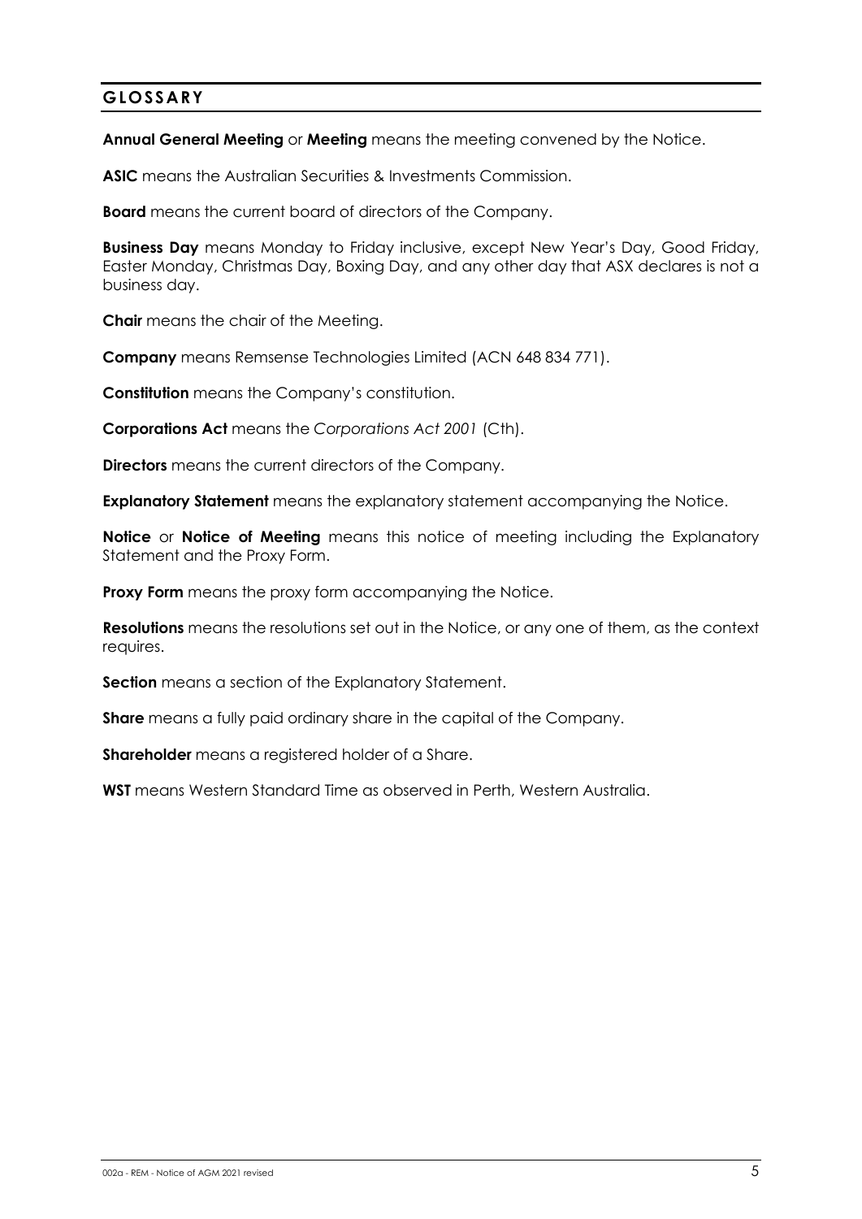## GLOSSARY

**Annual General Meeting** or **Meeting** means the meeting convened by the Notice.

**ASIC** means the Australian Securities & Investments Commission.

**Board** means the current board of directors of the Company.

**Business Day** means Monday to Friday inclusive, except New Year's Day, Good Friday, Easter Monday, Christmas Day, Boxing Day, and any other day that ASX declares is not a business day.

**Chair** means the chair of the Meeting.

**Company** means Remsense Technologies Limited (ACN 648 834 771).

**Constitution** means the Company's constitution.

**Corporations Act** means the *Corporations Act 2001* (Cth).

**Directors** means the current directors of the Company.

**Explanatory Statement** means the explanatory statement accompanying the Notice.

**Notice** or **Notice of Meeting** means this notice of meeting including the Explanatory Statement and the Proxy Form.

**Proxy Form** means the proxy form accompanying the Notice.

**Resolutions** means the resolutions set out in the Notice, or any one of them, as the context requires.

**Section** means a section of the Explanatory Statement.

**Share** means a fully paid ordinary share in the capital of the Company.

**Shareholder** means a registered holder of a Share.

**WST** means Western Standard Time as observed in Perth, Western Australia.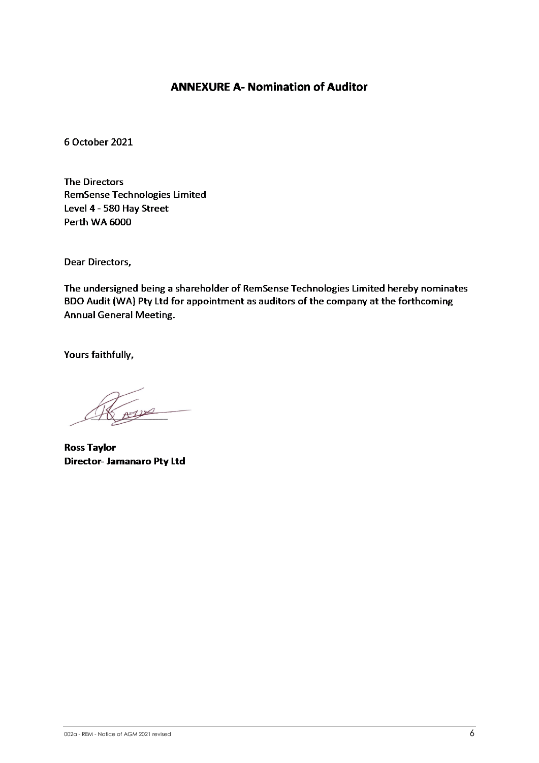## ANNEXURE A- Nomination of Auditor

6 October 2021

The Directors
RemSense Technologies Limited
Level 4 - 580 Hay Street
Perth WA 6000

Dear Directors,

The undersigned being a shareholder of RemSense Technologies Limited hereby nominates BDO Audit (WA) Pty Ltd for appointment as auditors of the company at the forthcoming Annual General Meeting.

Yours faithfully,

**Ross Taylor**
**Director- Jamanaro Pty Ltd**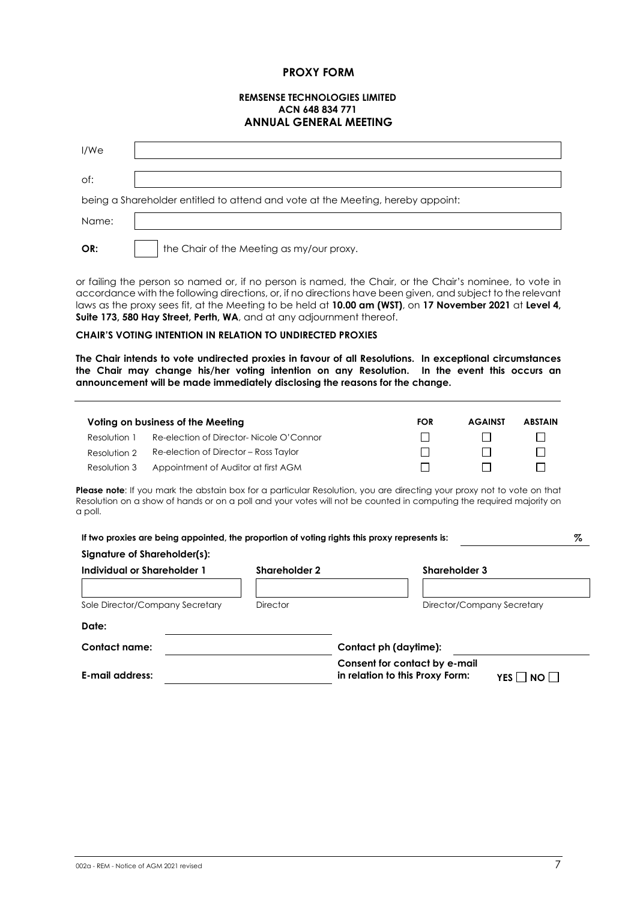# PROXY FORM

**REMSENSE TECHNOLOGIES LIMITED**
**ACN 648 834 771**
**ANNUAL GENERAL MEETING**

| | |
|---|---|
| I/We | |
| of: | |

being a Shareholder entitled to attend and vote at the Meeting, hereby appoint:

| | |
|---|---|
| Name: | |
| **OR:** | ☐ the Chair of the Meeting as my/our proxy. |

or failing the person so named or, if no person is named, the Chair, or the Chair's nominee, to vote in accordance with the following directions, or, if no directions have been given, and subject to the relevant laws as the proxy sees fit, at the Meeting to be held at **10.00 am (WST)**, on **17 November 2021** at **Level 4, Suite 173, 580 Hay Street, Perth, WA**, and at any adjournment thereof.

**CHAIR'S VOTING INTENTION IN RELATION TO UNDIRECTED PROXIES**

**The Chair intends to vote undirected proxies in favour of all Resolutions. In exceptional circumstances the Chair may change his/her voting intention on any Resolution. In the event this occurs an announcement will be made immediately disclosing the reasons for the change.**

| Voting on business of the Meeting | | FOR | AGAINST | ABSTAIN |
|---|---|---|---|---|
| Resolution 1 | Re-election of Director- Nicole O'Connor | ☐ | ☐ | ☐ |
| Resolution 2 | Re-election of Director – Ross Taylor | ☐ | ☐ | ☐ |
| Resolution 3 | Appointment of Auditor at first AGM | ☐ | ☐ | ☐ |

**Please note**: If you mark the abstain box for a particular Resolution, you are directing your proxy not to vote on that Resolution on a show of hands or on a poll and your votes will not be counted in computing the required majority on a poll.

**If two proxies are being appointed, the proportion of voting rights this proxy represents is:** ______ %

**Signature of Shareholder(s):**

| Individual or Shareholder 1 | Shareholder 2 | Shareholder 3 |
|---|---|---|
| | | |
| Sole Director/Company Secretary | Director | Director/Company Secretary |

**Date:** ______

**Contact name:** ______ **Contact ph (daytime):** ______

**E-mail address:** ______ **Consent for contact by e-mail in relation to this Proxy Form:** YES ☐ NO ☐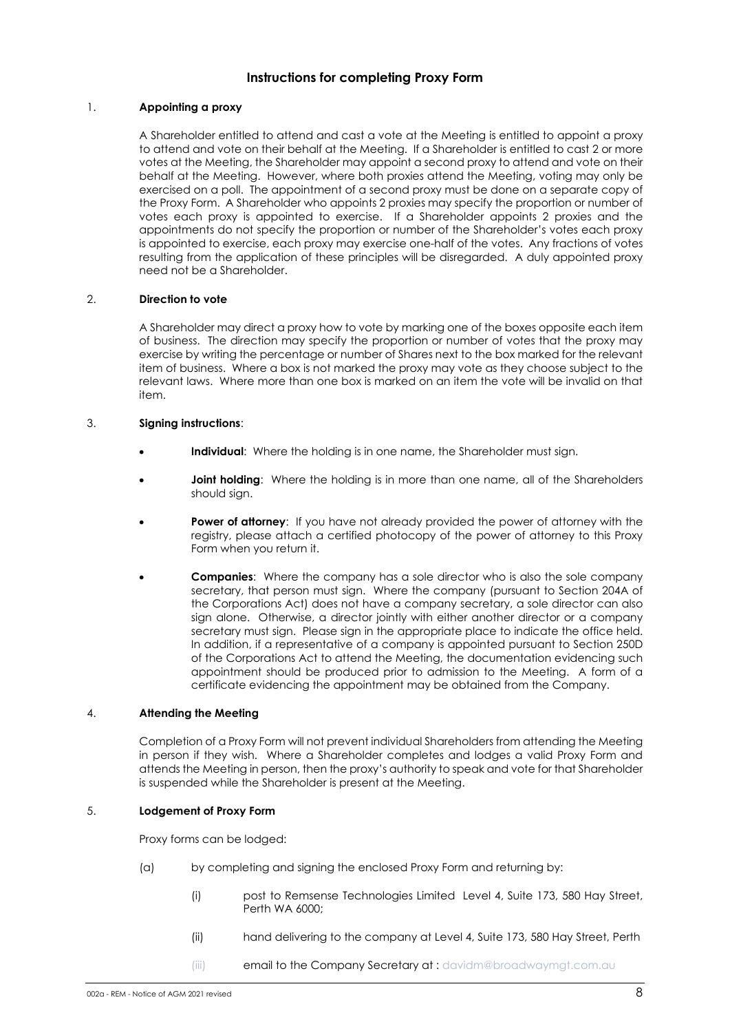## Instructions for completing Proxy Form

1. **Appointing a proxy**

   A Shareholder entitled to attend and cast a vote at the Meeting is entitled to appoint a proxy to attend and vote on their behalf at the Meeting. If a Shareholder is entitled to cast 2 or more votes at the Meeting, the Shareholder may appoint a second proxy to attend and vote on their behalf at the Meeting. However, where both proxies attend the Meeting, voting may only be exercised on a poll. The appointment of a second proxy must be done on a separate copy of the Proxy Form. A Shareholder who appoints 2 proxies may specify the proportion or number of votes each proxy is appointed to exercise. If a Shareholder appoints 2 proxies and the appointments do not specify the proportion or number of the Shareholder's votes each proxy is appointed to exercise, each proxy may exercise one-half of the votes. Any fractions of votes resulting from the application of these principles will be disregarded. A duly appointed proxy need not be a Shareholder.

2. **Direction to vote**

   A Shareholder may direct a proxy how to vote by marking one of the boxes opposite each item of business. The direction may specify the proportion or number of votes that the proxy may exercise by writing the percentage or number of Shares next to the box marked for the relevant item of business. Where a box is not marked the proxy may vote as they choose subject to the relevant laws. Where more than one box is marked on an item the vote will be invalid on that item.

3. **Signing instructions**:

   - **Individual**: Where the holding is in one name, the Shareholder must sign.
   - **Joint holding**: Where the holding is in more than one name, all of the Shareholders should sign.
   - **Power of attorney**: If you have not already provided the power of attorney with the registry, please attach a certified photocopy of the power of attorney to this Proxy Form when you return it.
   - **Companies**: Where the company has a sole director who is also the sole company secretary, that person must sign. Where the company (pursuant to Section 204A of the Corporations Act) does not have a company secretary, a sole director can also sign alone. Otherwise, a director jointly with either another director or a company secretary must sign. Please sign in the appropriate place to indicate the office held. In addition, if a representative of a company is appointed pursuant to Section 250D of the Corporations Act to attend the Meeting, the documentation evidencing such appointment should be produced prior to admission to the Meeting. A form of a certificate evidencing the appointment may be obtained from the Company.

4. **Attending the Meeting**

   Completion of a Proxy Form will not prevent individual Shareholders from attending the Meeting in person if they wish. Where a Shareholder completes and lodges a valid Proxy Form and attends the Meeting in person, then the proxy's authority to speak and vote for that Shareholder is suspended while the Shareholder is present at the Meeting.

5. **Lodgement of Proxy Form**

   Proxy forms can be lodged:

   (a) by completing and signing the enclosed Proxy Form and returning by:

      (i) post to Remsense Technologies Limited Level 4, Suite 173, 580 Hay Street, Perth WA 6000;

      (ii) hand delivering to the company at Level 4, Suite 173, 580 Hay Street, Perth

      (iii) email to the Company Secretary at : davidm@broadwaymgt.com.au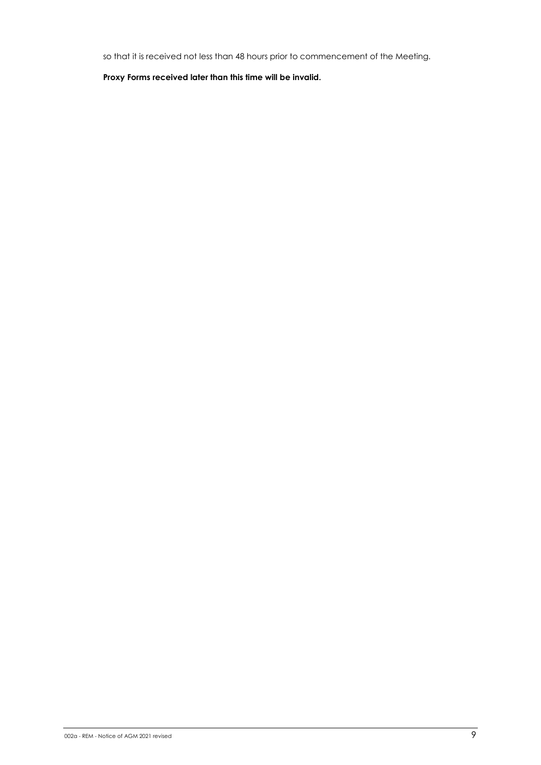so that it is received not less than 48 hours prior to commencement of the Meeting.

**Proxy Forms received later than this time will be invalid.**